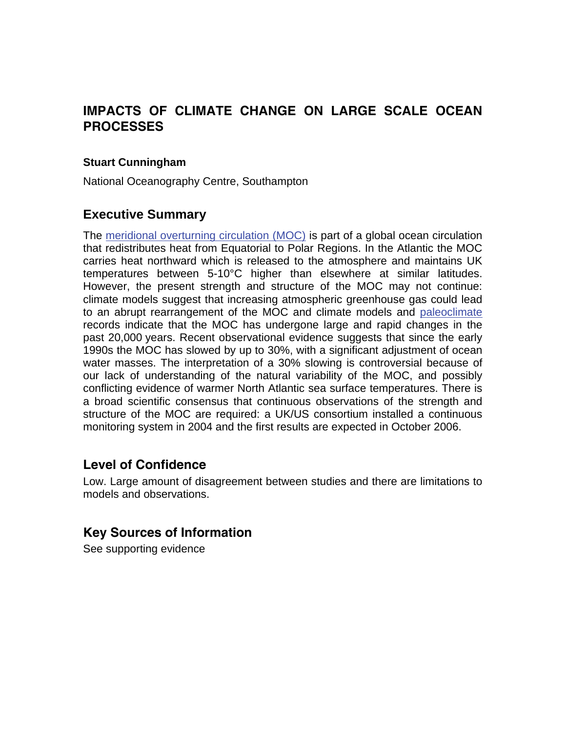# IMPACTS OF CLIMATE CHANGE ON LARGE SCALE OCEAN PROCESSES

**Stuart Cunningham**

National Oceanography Centre, Southampton

## Executive Summary

The meridional overturning circulation (MOC) is part of a global ocean circulation that redistributes heat from Equatorial to Polar Regions. In the Atlantic the MOC carries heat northward which is released to the atmosphere and maintains UK temperatures between 5-10°C higher than elsewhere at similar latitudes. However, the present strength and structure of the MOC may not continue: climate models suggest that increasing atmospheric greenhouse gas could lead to an abrupt rearrangement of the MOC and climate models and paleoclimate records indicate that the MOC has undergone large and rapid changes in the past 20,000 years. Recent observational evidence suggests that since the early 1990s the MOC has slowed by up to 30%, with a significant adjustment of ocean water masses. The interpretation of a 30% slowing is controversial because of our lack of understanding of the natural variability of the MOC, and possibly conflicting evidence of warmer North Atlantic sea surface temperatures. There is a broad scientific consensus that continuous observations of the strength and structure of the MOC are required: a UK/US consortium installed a continuous monitoring system in 2004 and the first results are expected in October 2006.

## Level of Confidence

Low. Large amount of disagreement between studies and there are limitations to models and observations.

## Key Sources of Information

See supporting evidence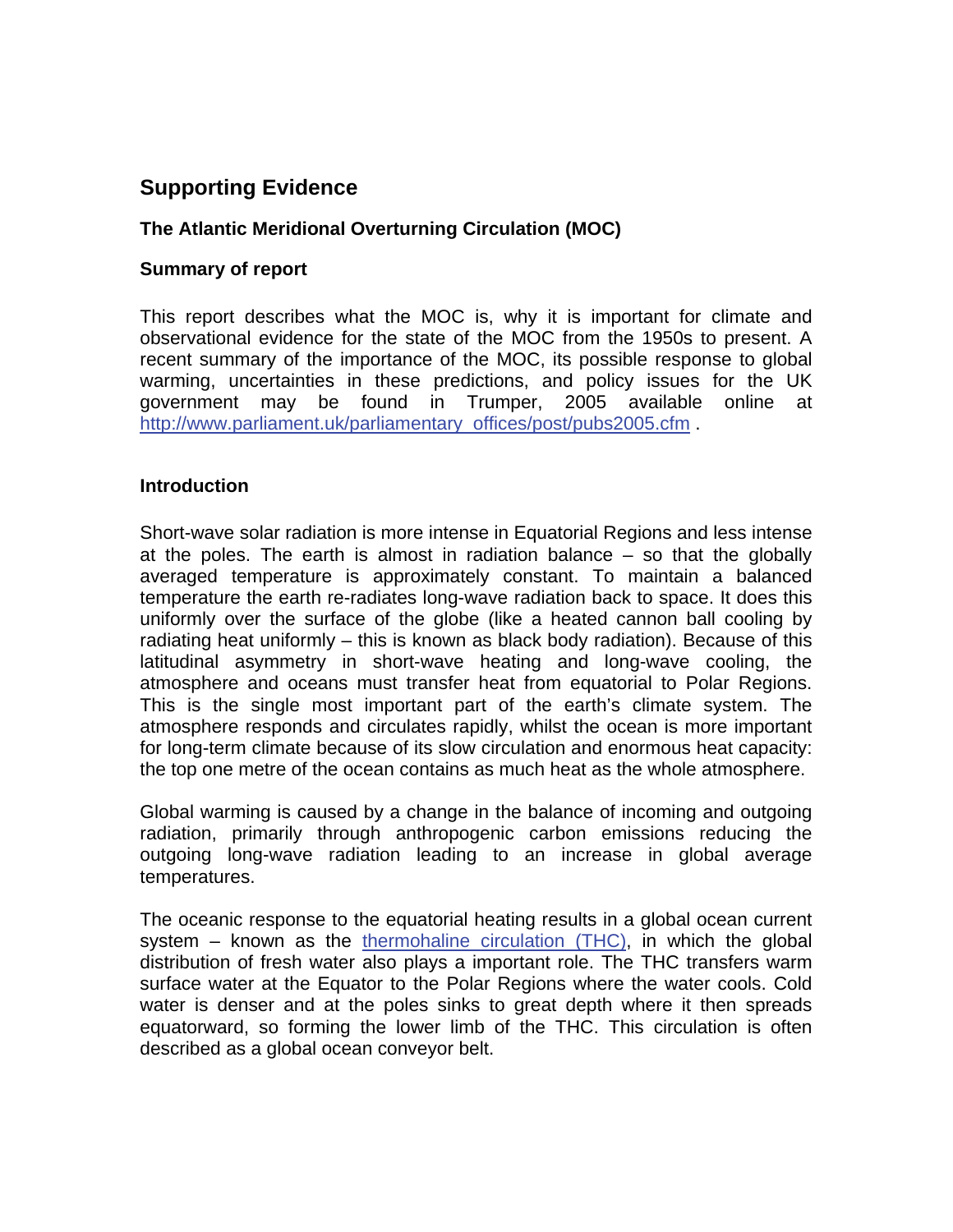## Supporting Evidence

### The Atlantic Meridional Overturning Circulation (MOC)

### Summary of report

This report describes what the MOC is, why it is important for climate and observational evidence for the state of the MOC from the 1950s to present. A recent summary of the importance of the MOC, its possible response to global warming, uncertainties in these predictions, and policy issues for the UK government may be found in Trumper, 2005 available online at [http://www.parliament.uk/parliamentary_offices/post/pubs2005.cfm](http://www.parliament.uk/parliamentary_offices/post/pubs2005.cfm) .

### Introduction

Short-wave solar radiation is more intense in Equatorial Regions and less intense at the poles. The earth is almost in radiation balance – so that the globally averaged temperature is approximately constant. To maintain a balanced temperature the earth re-radiates long-wave radiation back to space. It does this uniformly over the surface of the globe (like a heated cannon ball cooling by radiating heat uniformly – this is known as black body radiation). Because of this latitudinal asymmetry in short-wave heating and long-wave cooling, the atmosphere and oceans must transfer heat from equatorial to Polar Regions. This is the single most important part of the earth's climate system. The atmosphere responds and circulates rapidly, whilst the ocean is more important for long-term climate because of its slow circulation and enormous heat capacity: the top one metre of the ocean contains as much heat as the whole atmosphere.

Global warming is caused by a change in the balance of incoming and outgoing radiation, primarily through anthropogenic carbon emissions reducing the outgoing long-wave radiation leading to an increase in global average temperatures.

The oceanic response to the equatorial heating results in a global ocean current system – known as the thermohaline circulation (THC), in which the global distribution of fresh water also plays a important role. The THC transfers warm surface water at the Equator to the Polar Regions where the water cools. Cold water is denser and at the poles sinks to great depth where it then spreads equatorward, so forming the lower limb of the THC. This circulation is often described as a global ocean conveyor belt.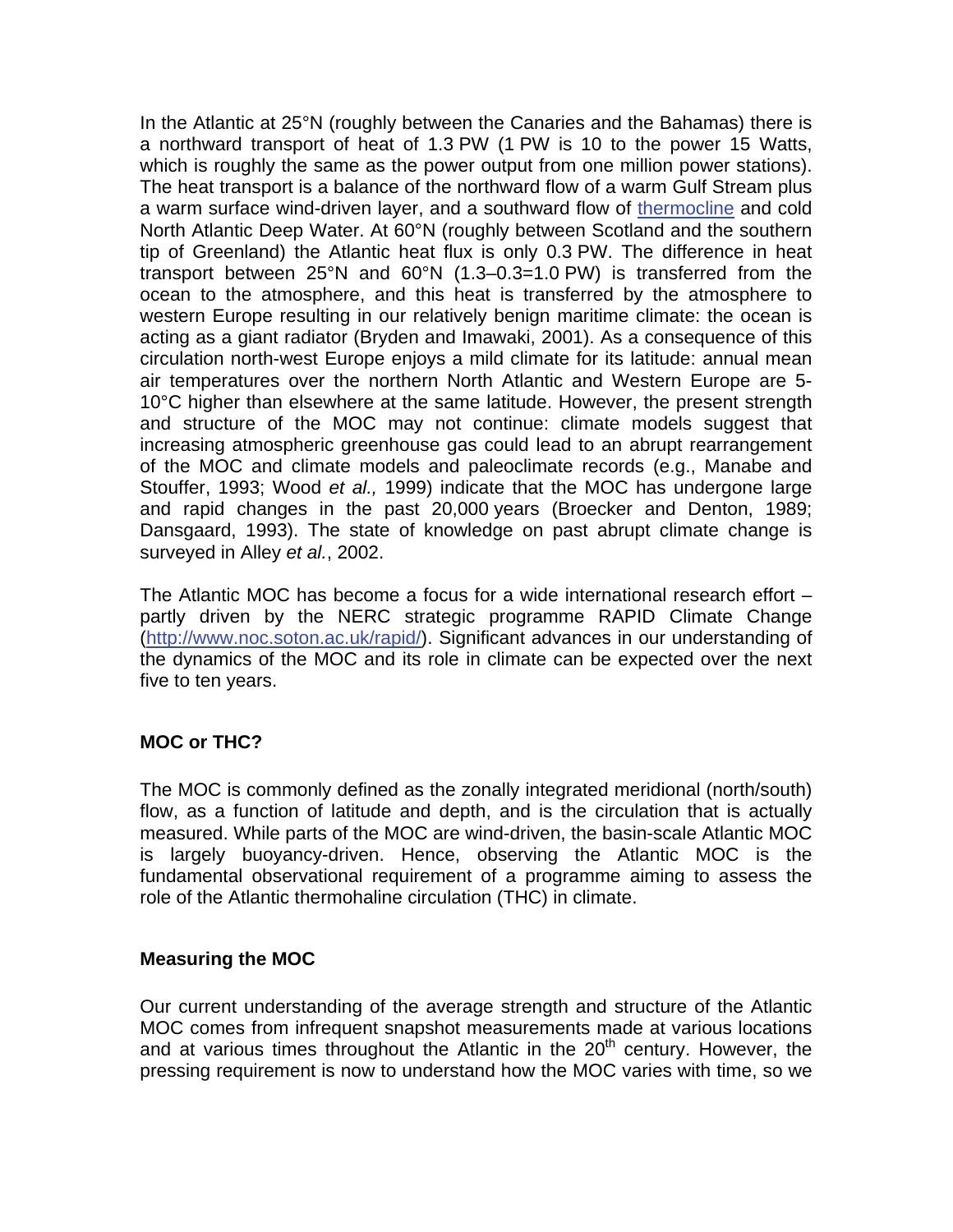In the Atlantic at 25°N (roughly between the Canaries and the Bahamas) there is a northward transport of heat of 1.3 PW (1 PW is 10 to the power 15 Watts, which is roughly the same as the power output from one million power stations). The heat transport is a balance of the northward flow of a warm Gulf Stream plus a warm surface wind-driven layer, and a southward flow of [thermocline]() and cold North Atlantic Deep Water. At 60°N (roughly between Scotland and the southern tip of Greenland) the Atlantic heat flux is only 0.3 PW. The difference in heat transport between 25°N and 60°N (1.3–0.3=1.0 PW) is transferred from the ocean to the atmosphere, and this heat is transferred by the atmosphere to western Europe resulting in our relatively benign maritime climate: the ocean is acting as a giant radiator (Bryden and Imawaki, 2001). As a consequence of this circulation north-west Europe enjoys a mild climate for its latitude: annual mean air temperatures over the northern North Atlantic and Western Europe are 5-10°C higher than elsewhere at the same latitude. However, the present strength and structure of the MOC may not continue: climate models suggest that increasing atmospheric greenhouse gas could lead to an abrupt rearrangement of the MOC and climate models and paleoclimate records (e.g., Manabe and Stouffer, 1993; Wood *et al.,* 1999) indicate that the MOC has undergone large and rapid changes in the past 20,000 years (Broecker and Denton, 1989; Dansgaard, 1993). The state of knowledge on past abrupt climate change is surveyed in Alley *et al.*, 2002.

The Atlantic MOC has become a focus for a wide international research effort – partly driven by the NERC strategic programme RAPID Climate Change ([http://www.noc.soton.ac.uk/rapid/](http://www.noc.soton.ac.uk/rapid/)). Significant advances in our understanding of the dynamics of the MOC and its role in climate can be expected over the next five to ten years.

**MOC or THC?**

The MOC is commonly defined as the zonally integrated meridional (north/south) flow, as a function of latitude and depth, and is the circulation that is actually measured. While parts of the MOC are wind-driven, the basin-scale Atlantic MOC is largely buoyancy-driven. Hence, observing the Atlantic MOC is the fundamental observational requirement of a programme aiming to assess the role of the Atlantic thermohaline circulation (THC) in climate.

**Measuring the MOC**

Our current understanding of the average strength and structure of the Atlantic MOC comes from infrequent snapshot measurements made at various locations and at various times throughout the Atlantic in the 20th century. However, the pressing requirement is now to understand how the MOC varies with time, so we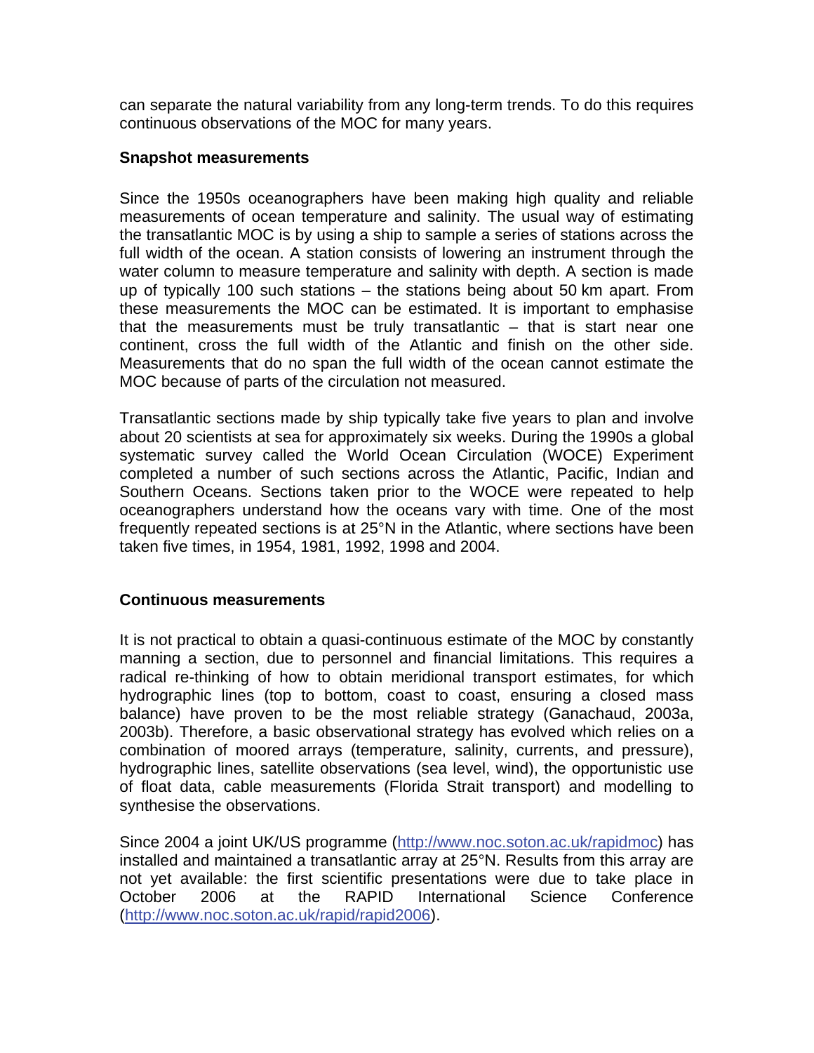can separate the natural variability from any long-term trends. To do this requires continuous observations of the MOC for many years.

**Snapshot measurements**

Since the 1950s oceanographers have been making high quality and reliable measurements of ocean temperature and salinity. The usual way of estimating the transatlantic MOC is by using a ship to sample a series of stations across the full width of the ocean. A station consists of lowering an instrument through the water column to measure temperature and salinity with depth. A section is made up of typically 100 such stations – the stations being about 50 km apart. From these measurements the MOC can be estimated. It is important to emphasise that the measurements must be truly transatlantic – that is start near one continent, cross the full width of the Atlantic and finish on the other side. Measurements that do no span the full width of the ocean cannot estimate the MOC because of parts of the circulation not measured.

Transatlantic sections made by ship typically take five years to plan and involve about 20 scientists at sea for approximately six weeks. During the 1990s a global systematic survey called the World Ocean Circulation (WOCE) Experiment completed a number of such sections across the Atlantic, Pacific, Indian and Southern Oceans. Sections taken prior to the WOCE were repeated to help oceanographers understand how the oceans vary with time. One of the most frequently repeated sections is at 25°N in the Atlantic, where sections have been taken five times, in 1954, 1981, 1992, 1998 and 2004.

**Continuous measurements**

It is not practical to obtain a quasi-continuous estimate of the MOC by constantly manning a section, due to personnel and financial limitations. This requires a radical re-thinking of how to obtain meridional transport estimates, for which hydrographic lines (top to bottom, coast to coast, ensuring a closed mass balance) have proven to be the most reliable strategy (Ganachaud, 2003a, 2003b). Therefore, a basic observational strategy has evolved which relies on a combination of moored arrays (temperature, salinity, currents, and pressure), hydrographic lines, satellite observations (sea level, wind), the opportunistic use of float data, cable measurements (Florida Strait transport) and modelling to synthesise the observations.

Since 2004 a joint UK/US programme (http://www.noc.soton.ac.uk/rapidmoc) has installed and maintained a transatlantic array at 25°N. Results from this array are not yet available: the first scientific presentations were due to take place in October 2006 at the RAPID International Science Conference (http://www.noc.soton.ac.uk/rapid/rapid2006).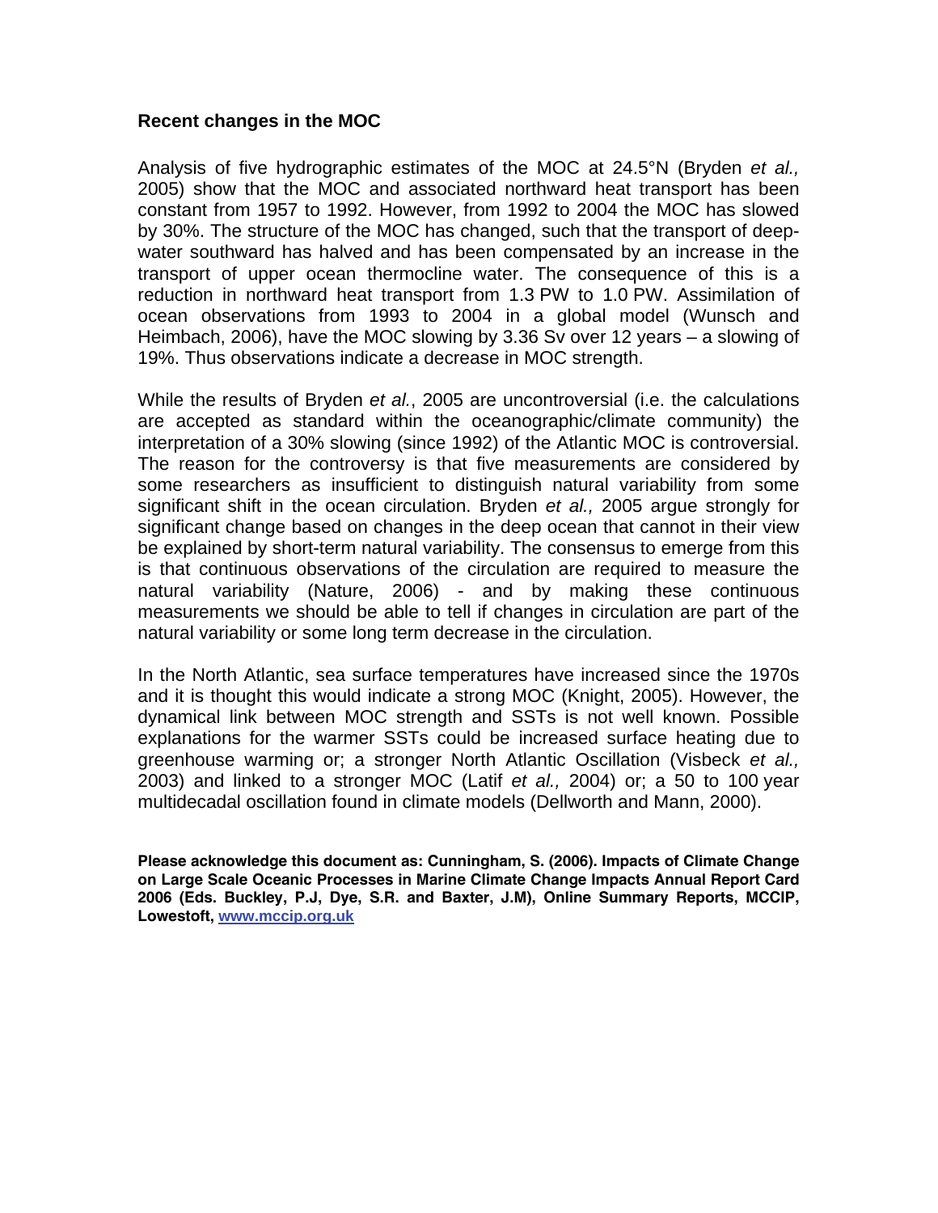### Recent changes in the MOC

Analysis of five hydrographic estimates of the MOC at 24.5°N (Bryden *et al.,* 2005) show that the MOC and associated northward heat transport has been constant from 1957 to 1992. However, from 1992 to 2004 the MOC has slowed by 30%. The structure of the MOC has changed, such that the transport of deep-water southward has halved and has been compensated by an increase in the transport of upper ocean thermocline water. The consequence of this is a reduction in northward heat transport from 1.3 PW to 1.0 PW. Assimilation of ocean observations from 1993 to 2004 in a global model (Wunsch and Heimbach, 2006), have the MOC slowing by 3.36 Sv over 12 years – a slowing of 19%. Thus observations indicate a decrease in MOC strength.

While the results of Bryden *et al.*, 2005 are uncontroversial (i.e. the calculations are accepted as standard within the oceanographic/climate community) the interpretation of a 30% slowing (since 1992) of the Atlantic MOC is controversial. The reason for the controversy is that five measurements are considered by some researchers as insufficient to distinguish natural variability from some significant shift in the ocean circulation. Bryden *et al.,* 2005 argue strongly for significant change based on changes in the deep ocean that cannot in their view be explained by short-term natural variability. The consensus to emerge from this is that continuous observations of the circulation are required to measure the natural variability (Nature, 2006) - and by making these continuous measurements we should be able to tell if changes in circulation are part of the natural variability or some long term decrease in the circulation.

In the North Atlantic, sea surface temperatures have increased since the 1970s and it is thought this would indicate a strong MOC (Knight, 2005). However, the dynamical link between MOC strength and SSTs is not well known. Possible explanations for the warmer SSTs could be increased surface heating due to greenhouse warming or; a stronger North Atlantic Oscillation (Visbeck *et al.,* 2003) and linked to a stronger MOC (Latif *et al.,* 2004) or; a 50 to 100 year multidecadal oscillation found in climate models (Dellworth and Mann, 2000).

**Please acknowledge this document as: Cunningham, S. (2006). Impacts of Climate Change on Large Scale Oceanic Processes in Marine Climate Change Impacts Annual Report Card 2006 (Eds. Buckley, P.J, Dye, S.R. and Baxter, J.M), Online Summary Reports, MCCIP, Lowestoft, [www.mccip.org.uk](http://www.mccip.org.uk)**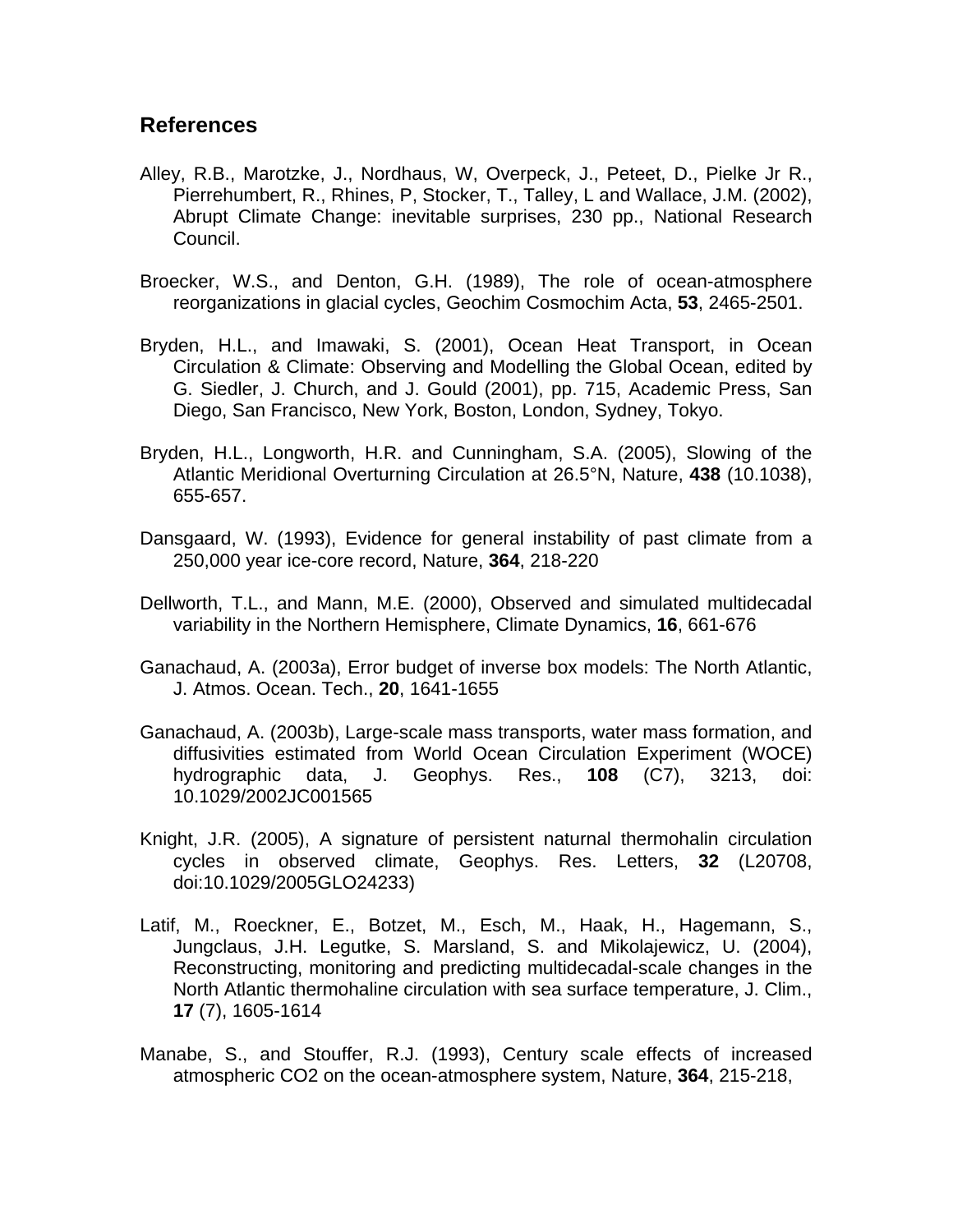## References

Alley, R.B., Marotzke, J., Nordhaus, W, Overpeck, J., Peteet, D., Pielke Jr R., Pierrehumbert, R., Rhines, P, Stocker, T., Talley, L and Wallace, J.M. (2002), Abrupt Climate Change: inevitable surprises, 230 pp., National Research Council.

Broecker, W.S., and Denton, G.H. (1989), The role of ocean-atmosphere reorganizations in glacial cycles, Geochim Cosmochim Acta, **53**, 2465-2501.

Bryden, H.L., and Imawaki, S. (2001), Ocean Heat Transport, in Ocean Circulation & Climate: Observing and Modelling the Global Ocean, edited by G. Siedler, J. Church, and J. Gould (2001), pp. 715, Academic Press, San Diego, San Francisco, New York, Boston, London, Sydney, Tokyo.

Bryden, H.L., Longworth, H.R. and Cunningham, S.A. (2005), Slowing of the Atlantic Meridional Overturning Circulation at 26.5°N, Nature, **438** (10.1038), 655-657.

Dansgaard, W. (1993), Evidence for general instability of past climate from a 250,000 year ice-core record, Nature, **364**, 218-220

Dellworth, T.L., and Mann, M.E. (2000), Observed and simulated multidecadal variability in the Northern Hemisphere, Climate Dynamics, **16**, 661-676

Ganachaud, A. (2003a), Error budget of inverse box models: The North Atlantic, J. Atmos. Ocean. Tech., **20**, 1641-1655

Ganachaud, A. (2003b), Large-scale mass transports, water mass formation, and diffusivities estimated from World Ocean Circulation Experiment (WOCE) hydrographic data, J. Geophys. Res., **108** (C7), 3213, doi: 10.1029/2002JC001565

Knight, J.R. (2005), A signature of persistent naturnal thermohalin circulation cycles in observed climate, Geophys. Res. Letters, **32** (L20708, doi:10.1029/2005GLO24233)

Latif, M., Roeckner, E., Botzet, M., Esch, M., Haak, H., Hagemann, S., Jungclaus, J.H. Legutke, S. Marsland, S. and Mikolajewicz, U. (2004), Reconstructing, monitoring and predicting multidecadal-scale changes in the North Atlantic thermohaline circulation with sea surface temperature, J. Clim., **17** (7), 1605-1614

Manabe, S., and Stouffer, R.J. (1993), Century scale effects of increased atmospheric CO2 on the ocean-atmosphere system, Nature, **364**, 215-218,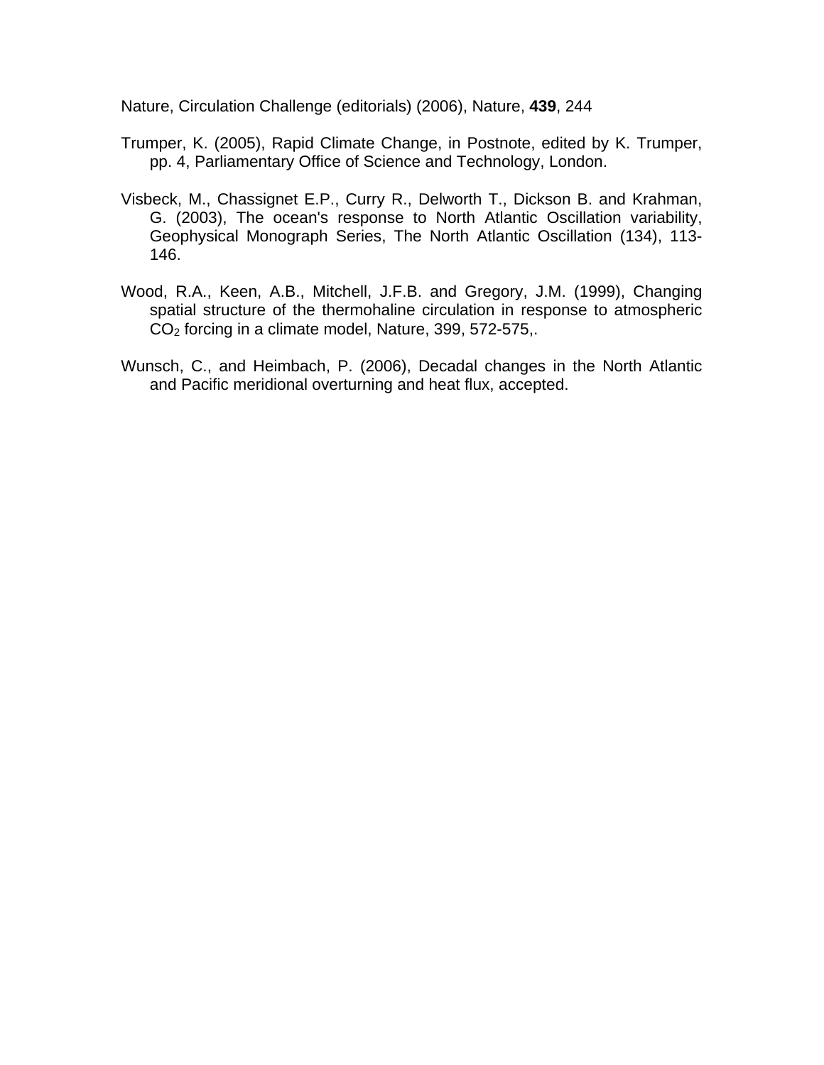Nature, Circulation Challenge (editorials) (2006), Nature, **439**, 244

Trumper, K. (2005), Rapid Climate Change, in Postnote, edited by K. Trumper, pp. 4, Parliamentary Office of Science and Technology, London.

Visbeck, M., Chassignet E.P., Curry R., Delworth T., Dickson B. and Krahman, G. (2003), The ocean's response to North Atlantic Oscillation variability, Geophysical Monograph Series, The North Atlantic Oscillation (134), 113-146.

Wood, R.A., Keen, A.B., Mitchell, J.F.B. and Gregory, J.M. (1999), Changing spatial structure of the thermohaline circulation in response to atmospheric $CO_2$ forcing in a climate model, Nature, 399, 572-575,.

Wunsch, C., and Heimbach, P. (2006), Decadal changes in the North Atlantic and Pacific meridional overturning and heat flux, accepted.